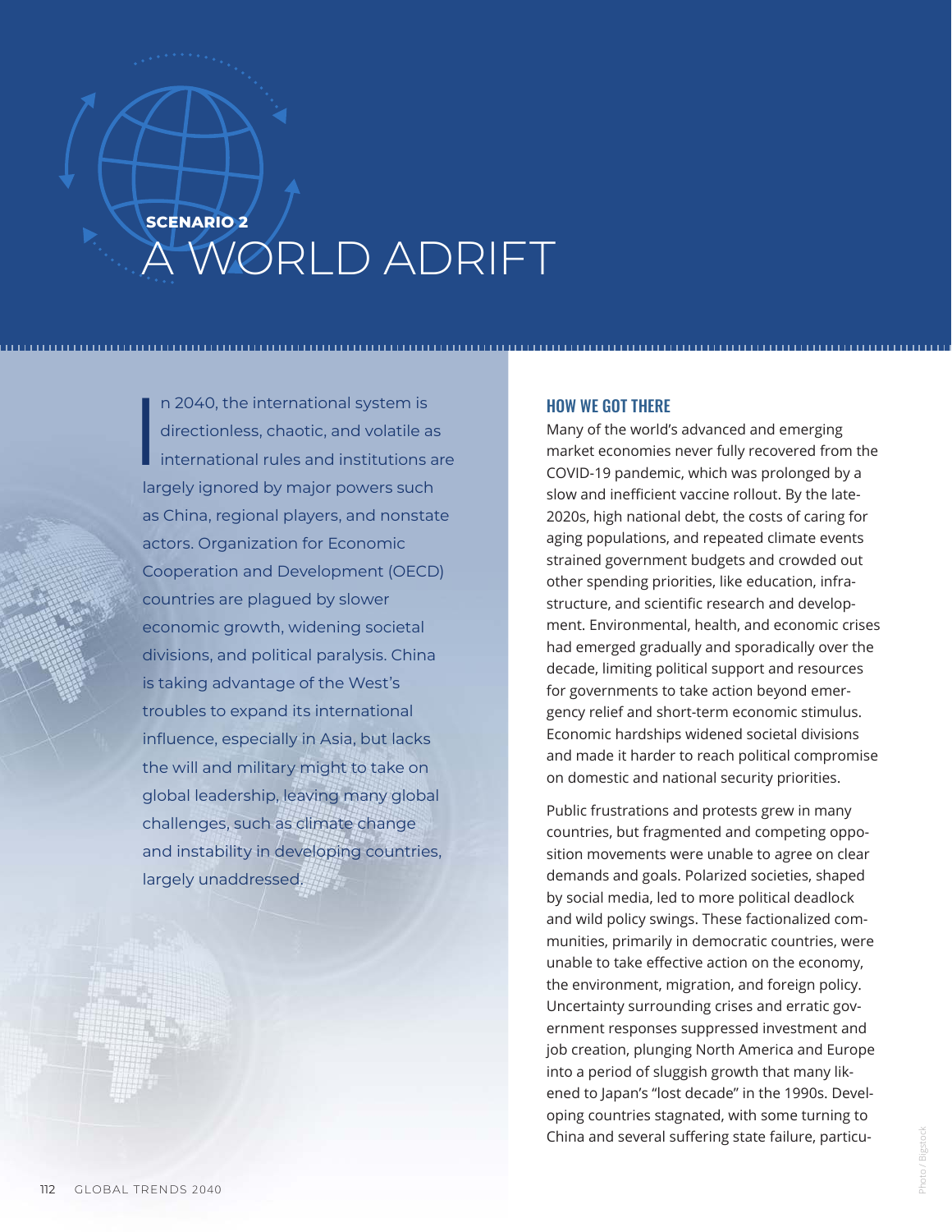## SCENARIO 2

# A WORLD ADRIFT

In 2040, the international system is directionless, chaotic, and volatile as international rules and institutions are largely ignored by major powers such as China, regional players, and nonstate actors. Organization for Economic Cooperation and Development (OECD) countries are plagued by slower economic growth, widening societal divisions, and political paralysis. China is taking advantage of the West's troubles to expand its international influence, especially in Asia, but lacks the will and military might to take on global leadership, leaving many global challenges, such as climate change and instability in developing countries, largely unaddressed.

### HOW WE GOT THERE

Many of the world's advanced and emerging market economies never fully recovered from the COVID-19 pandemic, which was prolonged by a slow and inefficient vaccine rollout. By the late-2020s, high national debt, the costs of caring for aging populations, and repeated climate events strained government budgets and crowded out other spending priorities, like education, infrastructure, and scientific research and development. Environmental, health, and economic crises had emerged gradually and sporadically over the decade, limiting political support and resources for governments to take action beyond emergency relief and short-term economic stimulus. Economic hardships widened societal divisions and made it harder to reach political compromise on domestic and national security priorities.

Public frustrations and protests grew in many countries, but fragmented and competing opposition movements were unable to agree on clear demands and goals. Polarized societies, shaped by social media, led to more political deadlock and wild policy swings. These factionalized communities, primarily in democratic countries, were unable to take effective action on the economy, the environment, migration, and foreign policy. Uncertainty surrounding crises and erratic government responses suppressed investment and job creation, plunging North America and Europe into a period of sluggish growth that many likened to Japan's "lost decade" in the 1990s. Developing countries stagnated, with some turning to China and several suffering state failure, particu-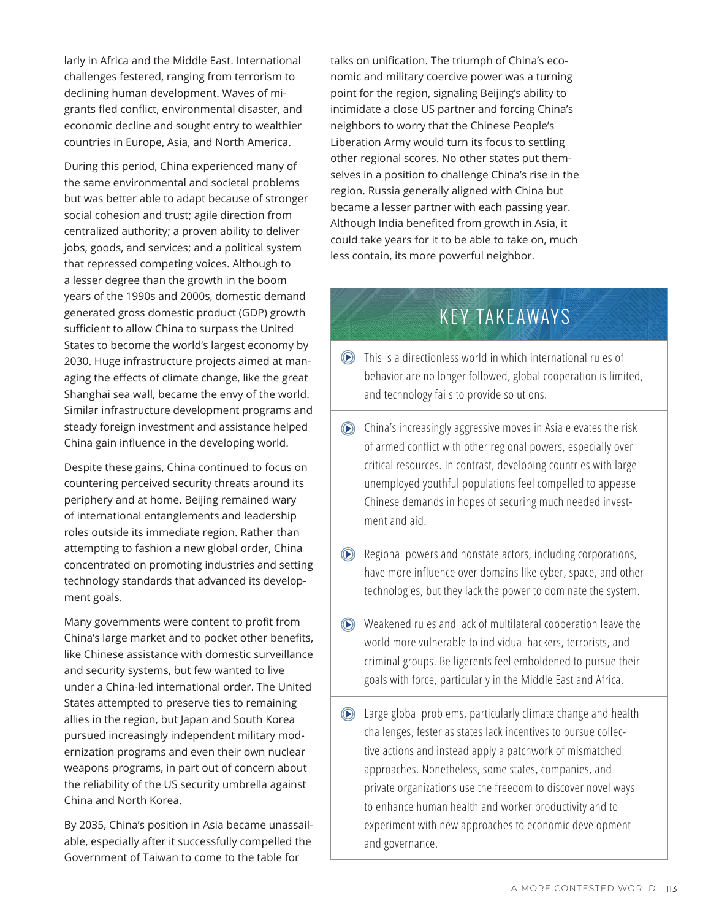larly in Africa and the Middle East. International challenges festered, ranging from terrorism to declining human development. Waves of migrants fled conflict, environmental disaster, and economic decline and sought entry to wealthier countries in Europe, Asia, and North America.

During this period, China experienced many of the same environmental and societal problems but was better able to adapt because of stronger social cohesion and trust; agile direction from centralized authority; a proven ability to deliver jobs, goods, and services; and a political system that repressed competing voices. Although to a lesser degree than the growth in the boom years of the 1990s and 2000s, domestic demand generated gross domestic product (GDP) growth sufficient to allow China to surpass the United States to become the world's largest economy by 2030. Huge infrastructure projects aimed at managing the effects of climate change, like the great Shanghai sea wall, became the envy of the world. Similar infrastructure development programs and steady foreign investment and assistance helped China gain influence in the developing world.

Despite these gains, China continued to focus on countering perceived security threats around its periphery and at home. Beijing remained wary of international entanglements and leadership roles outside its immediate region. Rather than attempting to fashion a new global order, China concentrated on promoting industries and setting technology standards that advanced its development goals.

Many governments were content to profit from China's large market and to pocket other benefits, like Chinese assistance with domestic surveillance and security systems, but few wanted to live under a China-led international order. The United States attempted to preserve ties to remaining allies in the region, but Japan and South Korea pursued increasingly independent military modernization programs and even their own nuclear weapons programs, in part out of concern about the reliability of the US security umbrella against China and North Korea.

By 2035, China's position in Asia became unassailable, especially after it successfully compelled the Government of Taiwan to come to the table for talks on unification. The triumph of China's economic and military coercive power was a turning point for the region, signaling Beijing's ability to intimidate a close US partner and forcing China's neighbors to worry that the Chinese People's Liberation Army would turn its focus to settling other regional scores. No other states put themselves in a position to challenge China's rise in the region. Russia generally aligned with China but became a lesser partner with each passing year. Although India benefited from growth in Asia, it could take years for it to be able to take on, much less contain, its more powerful neighbor.

## KEY TAKEAWAYS

- This is a directionless world in which international rules of behavior are no longer followed, global cooperation is limited, and technology fails to provide solutions.
- China's increasingly aggressive moves in Asia elevates the risk of armed conflict with other regional powers, especially over critical resources. In contrast, developing countries with large unemployed youthful populations feel compelled to appease Chinese demands in hopes of securing much needed investment and aid.
- Regional powers and nonstate actors, including corporations, have more influence over domains like cyber, space, and other technologies, but they lack the power to dominate the system.
- Weakened rules and lack of multilateral cooperation leave the world more vulnerable to individual hackers, terrorists, and criminal groups. Belligerents feel emboldened to pursue their goals with force, particularly in the Middle East and Africa.
- Large global problems, particularly climate change and health challenges, fester as states lack incentives to pursue collective actions and instead apply a patchwork of mismatched approaches. Nonetheless, some states, companies, and private organizations use the freedom to discover novel ways to enhance human health and worker productivity and to experiment with new approaches to economic development and governance.